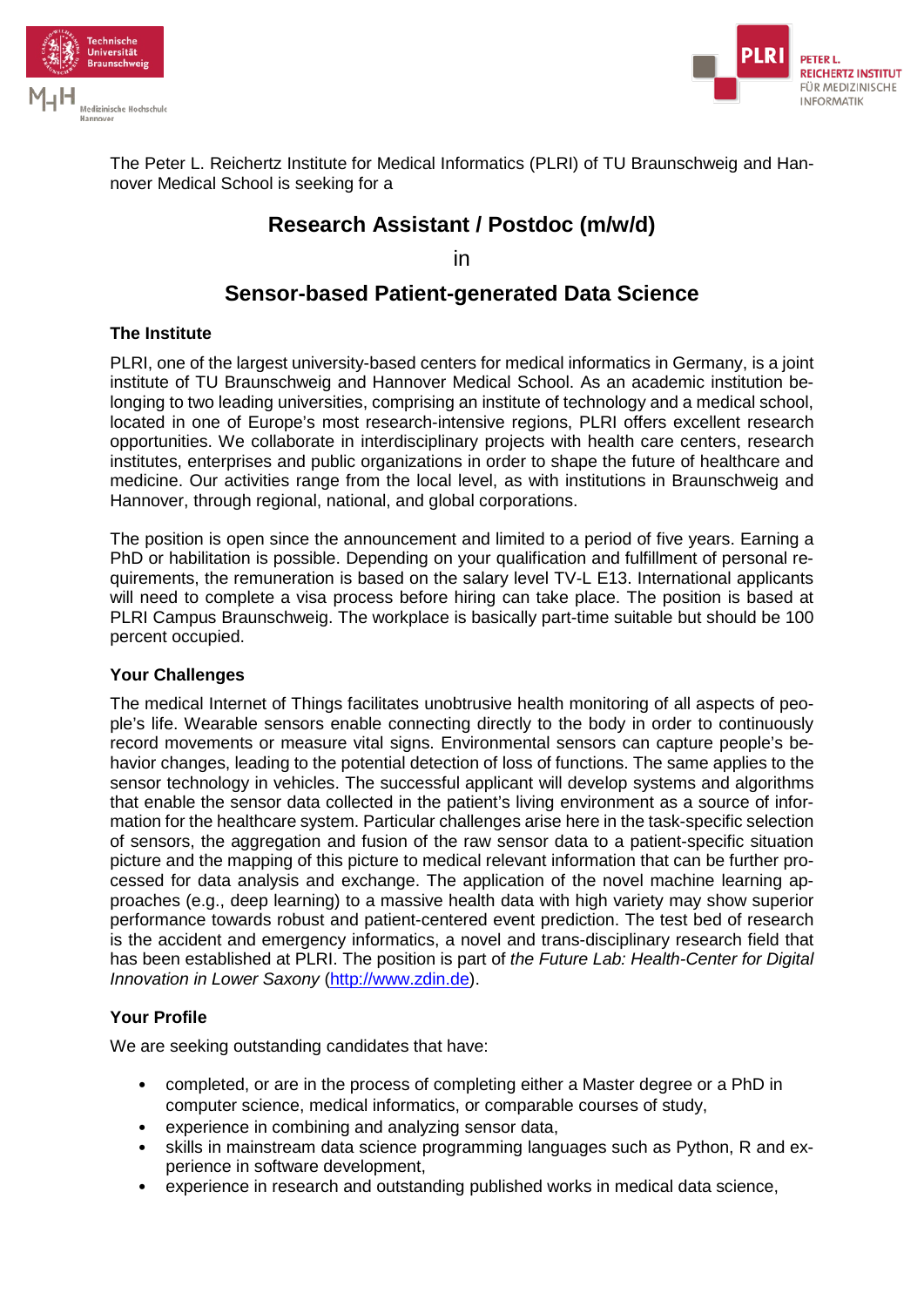The Peter L. Reichertz Institute for Medical Informatics (PLRI) of TU Braunschweig and Hannover Medical School is seeking for a

# Research Assistant / Postdoc (m/w/d)

in

# Sensor-based Patient-generated Data Science

### The Institute

PLRI, one of the largest university-based centers for medical informatics in Germany, is a joint institute of TU Braunschweig and Hannover Medical School. As an academic institution belonging to two leading universities, comprising an institute of technology and a medical school, located in one of Europe's most research-intensive regions, PLRI offers excellent research opportunities. We collaborate in interdisciplinary projects with health care centers, research institutes, enterprises and public organizations in order to shape the future of healthcare and medicine. Our activities range from the local level, as with institutions in Braunschweig and Hannover, through regional, national, and global corporations.

The position is open since the announcement and limited to a period of five years. Earning a PhD or habilitation is possible. Depending on your qualification and fulfillment of personal requirements, the remuneration is based on the salary level TV-L E13. International applicants will need to complete a visa process before hiring can take place. The position is based at PLRI Campus Braunschweig. The workplace is basically part-time suitable but should be 100 percent occupied.

### Your Challenges

The medical Internet of Things facilitates unobtrusive health monitoring of all aspects of people's life. Wearable sensors enable connecting directly to the body in order to continuously record movements or measure vital signs. Environmental sensors can capture people's behavior changes, leading to the potential detection of loss of functions. The same applies to the sensor technology in vehicles. The successful applicant will develop systems and algorithms that enable the sensor data collected in the patient's living environment as a source of information for the healthcare system. Particular challenges arise here in the task-specific selection of sensors, the aggregation and fusion of the raw sensor data to a patient-specific situation picture and the mapping of this picture to medical relevant information that can be further processed for data analysis and exchange. The application of the novel machine learning approaches (e.g., deep learning) to a massive health data with high variety may show superior performance towards robust and patient-centered event prediction. The test bed of research is the accident and emergency informatics, a novel and trans-disciplinary research field that has been established at PLRI. The position is part of *the Future Lab: Health-Center for Digital Innovation in Lower Saxony* (http://www.zdin.de).

### Your Profile

We are seeking outstanding candidates that have:

- completed, or are in the process of completing either a Master degree or a PhD in computer science, medical informatics, or comparable courses of study,
- experience in combining and analyzing sensor data,
- skills in mainstream data science programming languages such as Python, R and experience in software development,
- experience in research and outstanding published works in medical data science,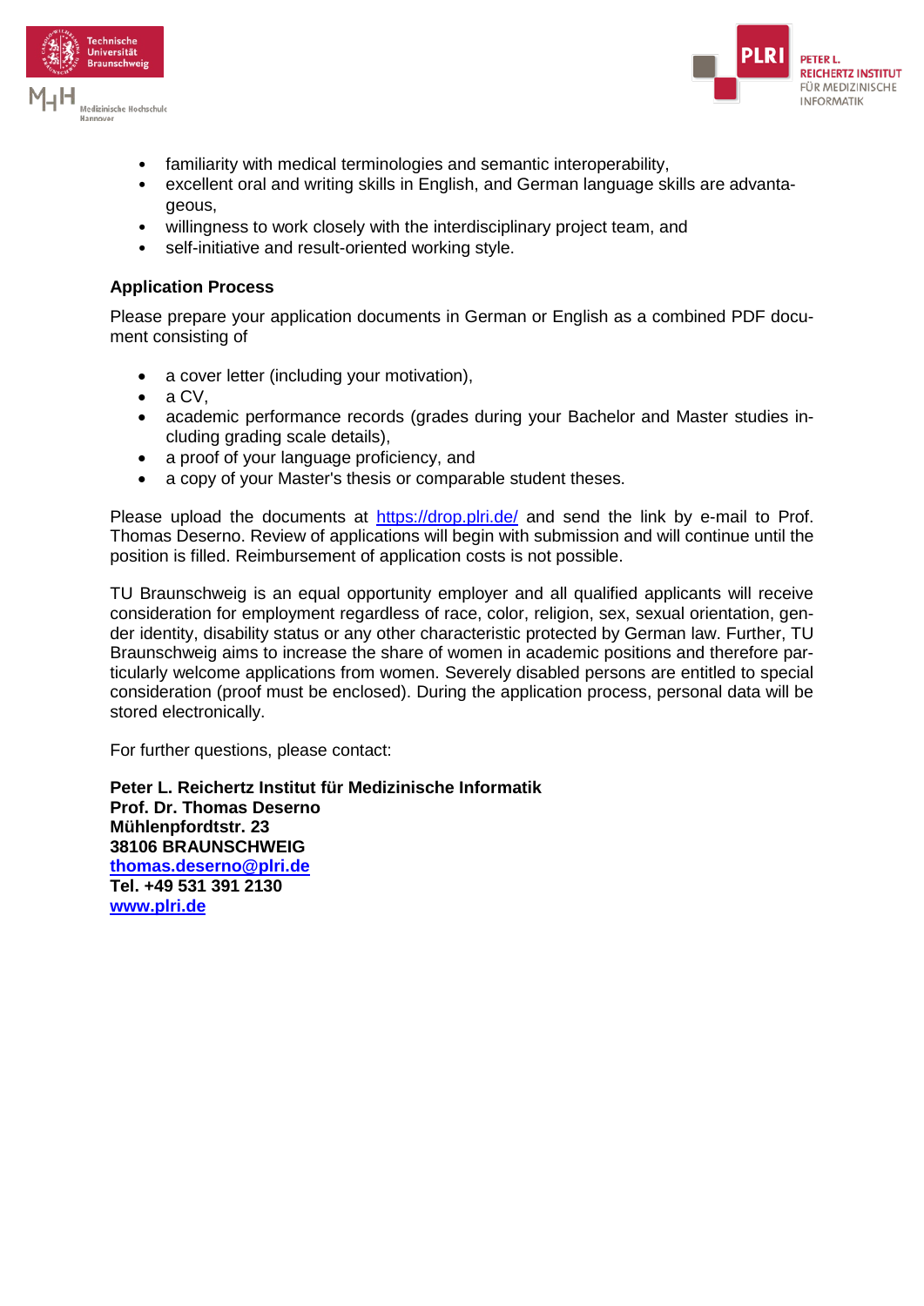- familiarity with medical terminologies and semantic interoperability,
- excellent oral and writing skills in English, and German language skills are advantageous,
- willingness to work closely with the interdisciplinary project team, and
- self-initiative and result-oriented working style.

**Application Process**

Please prepare your application documents in German or English as a combined PDF document consisting of

- a cover letter (including your motivation),
- a CV,
- academic performance records (grades during your Bachelor and Master studies including grading scale details),
- a proof of your language proficiency, and
- a copy of your Master's thesis or comparable student theses.

Please upload the documents at https://drop.plri.de/ and send the link by e-mail to Prof. Thomas Deserno. Review of applications will begin with submission and will continue until the position is filled. Reimbursement of application costs is not possible.

TU Braunschweig is an equal opportunity employer and all qualified applicants will receive consideration for employment regardless of race, color, religion, sex, sexual orientation, gender identity, disability status or any other characteristic protected by German law. Further, TU Braunschweig aims to increase the share of women in academic positions and therefore particularly welcome applications from women. Severely disabled persons are entitled to special consideration (proof must be enclosed). During the application process, personal data will be stored electronically.

For further questions, please contact:

**Peter L. Reichertz Institut für Medizinische Informatik**
**Prof. Dr. Thomas Deserno**
**Mühlenpfordtstr. 23**
**38106 BRAUNSCHWEIG**
**thomas.deserno@plri.de**
**Tel. +49 531 391 2130**
**www.plri.de**